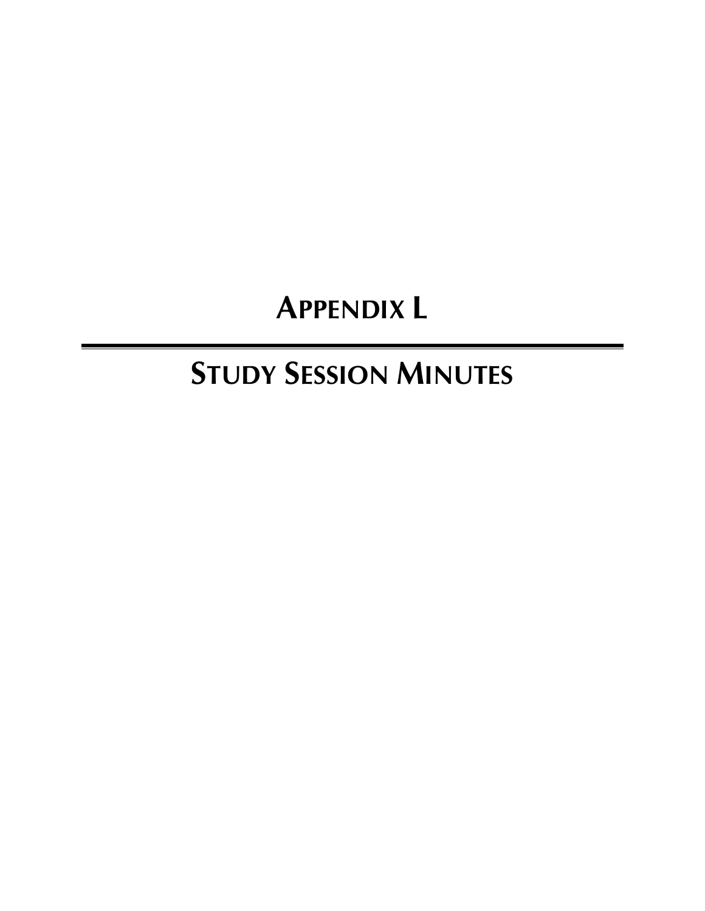# APPENDIX L

---

# STUDY SESSION MINUTES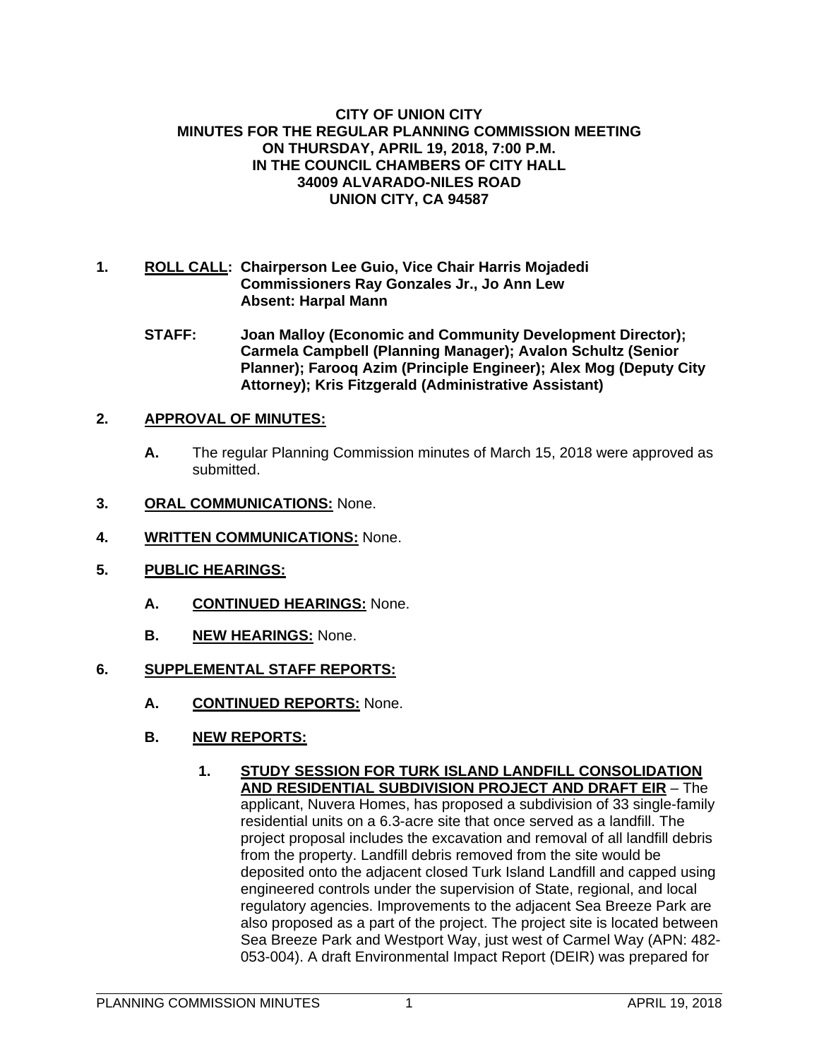**CITY OF UNION CITY**
**MINUTES FOR THE REGULAR PLANNING COMMISSION MEETING**
**ON THURSDAY, APRIL 19, 2018, 7:00 P.M.**
**IN THE COUNCIL CHAMBERS OF CITY HALL**
**34009 ALVARADO-NILES ROAD**
**UNION CITY, CA 94587**

**1. ROLL CALL: Chairperson Lee Guio, Vice Chair Harris Mojadedi**
**Commissioners Ray Gonzales Jr., Jo Ann Lew**
**Absent: Harpal Mann**

**STAFF: Joan Malloy (Economic and Community Development Director); Carmela Campbell (Planning Manager); Avalon Schultz (Senior Planner); Farooq Azim (Principle Engineer); Alex Mog (Deputy City Attorney); Kris Fitzgerald (Administrative Assistant)**

**2. APPROVAL OF MINUTES:**

**A.** The regular Planning Commission minutes of March 15, 2018 were approved as submitted.

**3. ORAL COMMUNICATIONS:** None.

**4. WRITTEN COMMUNICATIONS:** None.

**5. PUBLIC HEARINGS:**

**A. CONTINUED HEARINGS:** None.

**B. NEW HEARINGS:** None.

**6. SUPPLEMENTAL STAFF REPORTS:**

**A. CONTINUED REPORTS:** None.

**B. NEW REPORTS:**

**1. STUDY SESSION FOR TURK ISLAND LANDFILL CONSOLIDATION AND RESIDENTIAL SUBDIVISION PROJECT AND DRAFT EIR** – The applicant, Nuvera Homes, has proposed a subdivision of 33 single-family residential units on a 6.3-acre site that once served as a landfill. The project proposal includes the excavation and removal of all landfill debris from the property. Landfill debris removed from the site would be deposited onto the adjacent closed Turk Island Landfill and capped using engineered controls under the supervision of State, regional, and local regulatory agencies. Improvements to the adjacent Sea Breeze Park are also proposed as a part of the project. The project site is located between Sea Breeze Park and Westport Way, just west of Carmel Way (APN: 482-053-004). A draft Environmental Impact Report (DEIR) was prepared for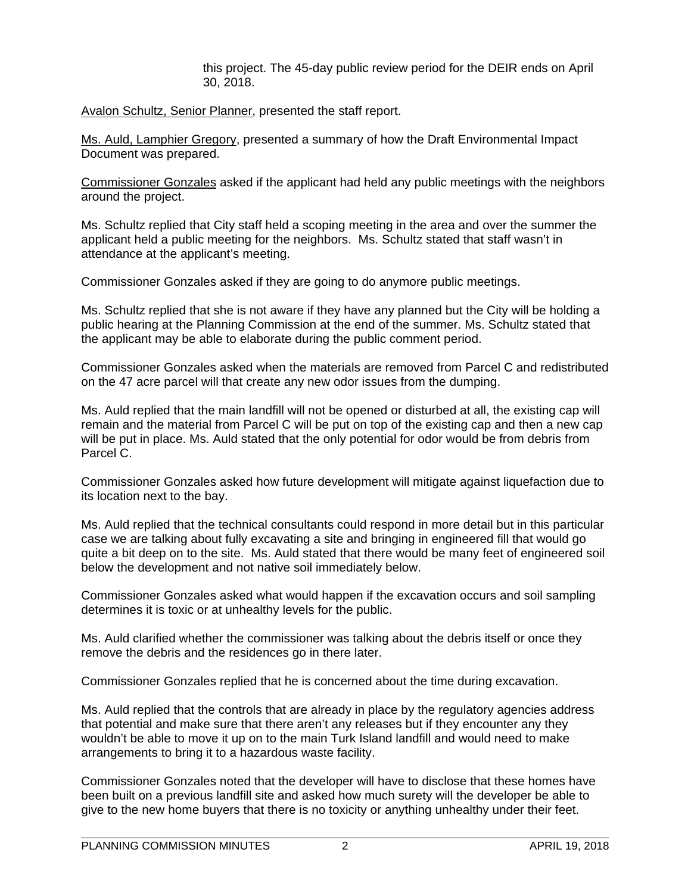this project. The 45-day public review period for the DEIR ends on April 30, 2018.

Avalon Schultz, Senior Planner, presented the staff report.

Ms. Auld, Lamphier Gregory, presented a summary of how the Draft Environmental Impact Document was prepared.

Commissioner Gonzales asked if the applicant had held any public meetings with the neighbors around the project.

Ms. Schultz replied that City staff held a scoping meeting in the area and over the summer the applicant held a public meeting for the neighbors. Ms. Schultz stated that staff wasn't in attendance at the applicant's meeting.

Commissioner Gonzales asked if they are going to do anymore public meetings.

Ms. Schultz replied that she is not aware if they have any planned but the City will be holding a public hearing at the Planning Commission at the end of the summer. Ms. Schultz stated that the applicant may be able to elaborate during the public comment period.

Commissioner Gonzales asked when the materials are removed from Parcel C and redistributed on the 47 acre parcel will that create any new odor issues from the dumping.

Ms. Auld replied that the main landfill will not be opened or disturbed at all, the existing cap will remain and the material from Parcel C will be put on top of the existing cap and then a new cap will be put in place. Ms. Auld stated that the only potential for odor would be from debris from Parcel C.

Commissioner Gonzales asked how future development will mitigate against liquefaction due to its location next to the bay.

Ms. Auld replied that the technical consultants could respond in more detail but in this particular case we are talking about fully excavating a site and bringing in engineered fill that would go quite a bit deep on to the site. Ms. Auld stated that there would be many feet of engineered soil below the development and not native soil immediately below.

Commissioner Gonzales asked what would happen if the excavation occurs and soil sampling determines it is toxic or at unhealthy levels for the public.

Ms. Auld clarified whether the commissioner was talking about the debris itself or once they remove the debris and the residences go in there later.

Commissioner Gonzales replied that he is concerned about the time during excavation.

Ms. Auld replied that the controls that are already in place by the regulatory agencies address that potential and make sure that there aren't any releases but if they encounter any they wouldn't be able to move it up on to the main Turk Island landfill and would need to make arrangements to bring it to a hazardous waste facility.

Commissioner Gonzales noted that the developer will have to disclose that these homes have been built on a previous landfill site and asked how much surety will the developer be able to give to the new home buyers that there is no toxicity or anything unhealthy under their feet.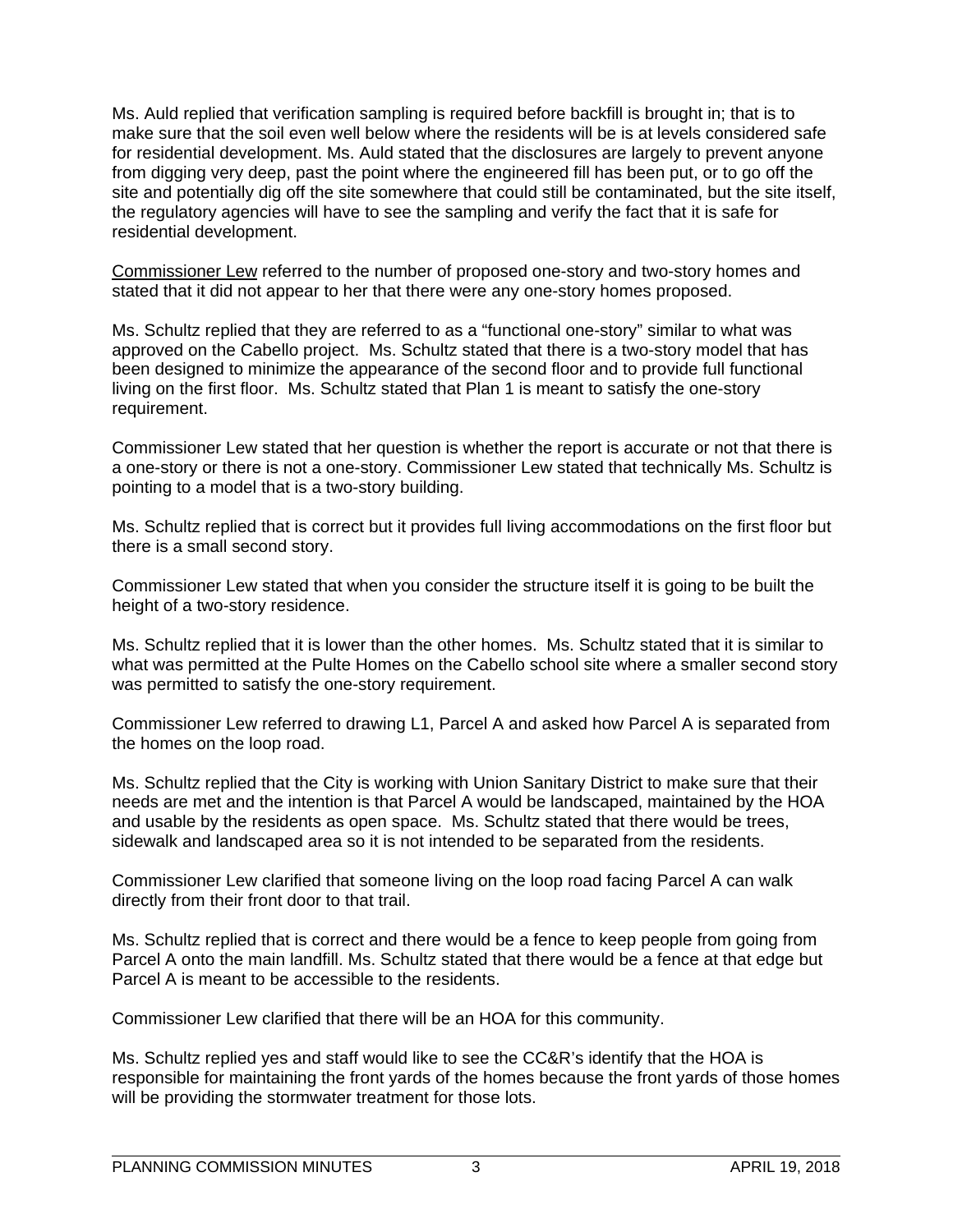Ms. Auld replied that verification sampling is required before backfill is brought in; that is to make sure that the soil even well below where the residents will be is at levels considered safe for residential development. Ms. Auld stated that the disclosures are largely to prevent anyone from digging very deep, past the point where the engineered fill has been put, or to go off the site and potentially dig off the site somewhere that could still be contaminated, but the site itself, the regulatory agencies will have to see the sampling and verify the fact that it is safe for residential development.

Commissioner Lew referred to the number of proposed one-story and two-story homes and stated that it did not appear to her that there were any one-story homes proposed.

Ms. Schultz replied that they are referred to as a "functional one-story" similar to what was approved on the Cabello project. Ms. Schultz stated that there is a two-story model that has been designed to minimize the appearance of the second floor and to provide full functional living on the first floor. Ms. Schultz stated that Plan 1 is meant to satisfy the one-story requirement.

Commissioner Lew stated that her question is whether the report is accurate or not that there is a one-story or there is not a one-story. Commissioner Lew stated that technically Ms. Schultz is pointing to a model that is a two-story building.

Ms. Schultz replied that is correct but it provides full living accommodations on the first floor but there is a small second story.

Commissioner Lew stated that when you consider the structure itself it is going to be built the height of a two-story residence.

Ms. Schultz replied that it is lower than the other homes. Ms. Schultz stated that it is similar to what was permitted at the Pulte Homes on the Cabello school site where a smaller second story was permitted to satisfy the one-story requirement.

Commissioner Lew referred to drawing L1, Parcel A and asked how Parcel A is separated from the homes on the loop road.

Ms. Schultz replied that the City is working with Union Sanitary District to make sure that their needs are met and the intention is that Parcel A would be landscaped, maintained by the HOA and usable by the residents as open space. Ms. Schultz stated that there would be trees, sidewalk and landscaped area so it is not intended to be separated from the residents.

Commissioner Lew clarified that someone living on the loop road facing Parcel A can walk directly from their front door to that trail.

Ms. Schultz replied that is correct and there would be a fence to keep people from going from Parcel A onto the main landfill. Ms. Schultz stated that there would be a fence at that edge but Parcel A is meant to be accessible to the residents.

Commissioner Lew clarified that there will be an HOA for this community.

Ms. Schultz replied yes and staff would like to see the CC&R's identify that the HOA is responsible for maintaining the front yards of the homes because the front yards of those homes will be providing the stormwater treatment for those lots.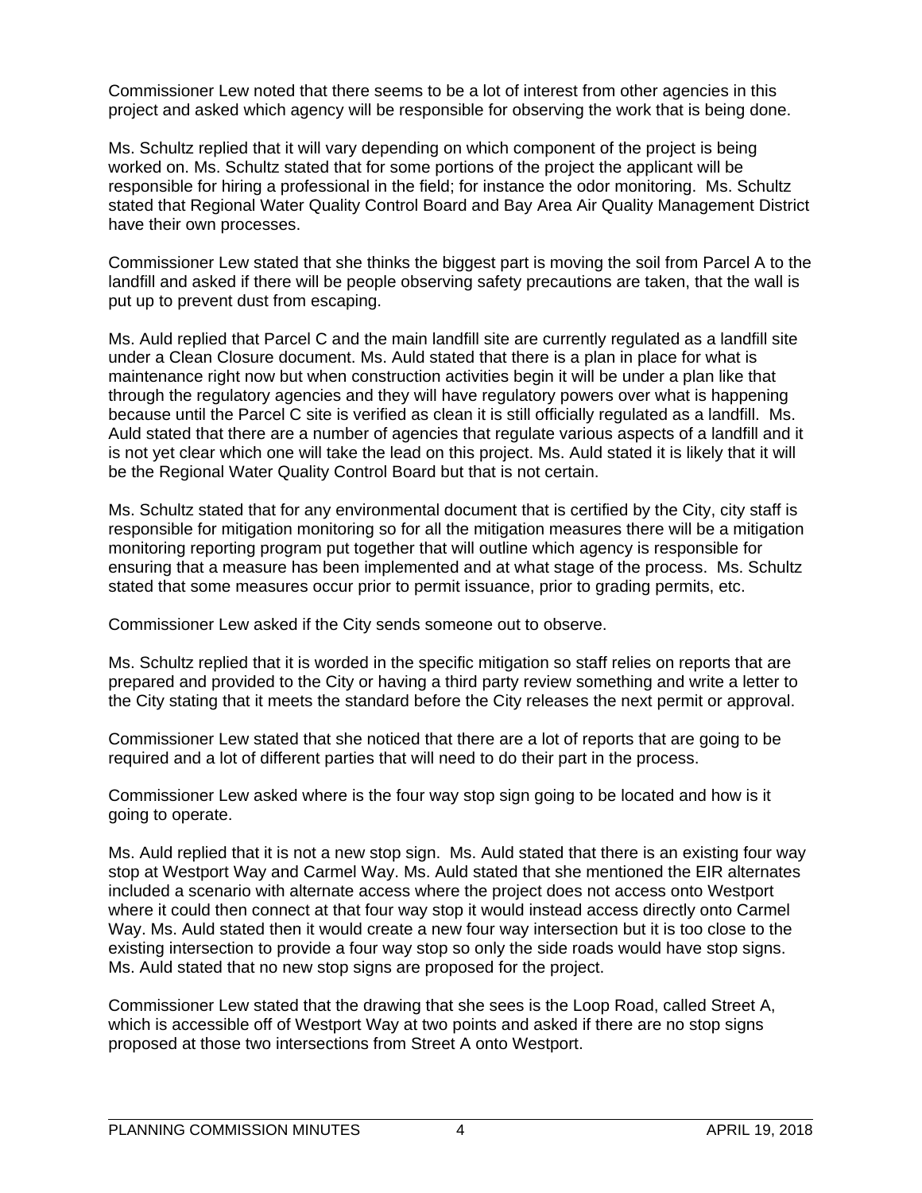Commissioner Lew noted that there seems to be a lot of interest from other agencies in this project and asked which agency will be responsible for observing the work that is being done.

Ms. Schultz replied that it will vary depending on which component of the project is being worked on. Ms. Schultz stated that for some portions of the project the applicant will be responsible for hiring a professional in the field; for instance the odor monitoring. Ms. Schultz stated that Regional Water Quality Control Board and Bay Area Air Quality Management District have their own processes.

Commissioner Lew stated that she thinks the biggest part is moving the soil from Parcel A to the landfill and asked if there will be people observing safety precautions are taken, that the wall is put up to prevent dust from escaping.

Ms. Auld replied that Parcel C and the main landfill site are currently regulated as a landfill site under a Clean Closure document. Ms. Auld stated that there is a plan in place for what is maintenance right now but when construction activities begin it will be under a plan like that through the regulatory agencies and they will have regulatory powers over what is happening because until the Parcel C site is verified as clean it is still officially regulated as a landfill. Ms. Auld stated that there are a number of agencies that regulate various aspects of a landfill and it is not yet clear which one will take the lead on this project. Ms. Auld stated it is likely that it will be the Regional Water Quality Control Board but that is not certain.

Ms. Schultz stated that for any environmental document that is certified by the City, city staff is responsible for mitigation monitoring so for all the mitigation measures there will be a mitigation monitoring reporting program put together that will outline which agency is responsible for ensuring that a measure has been implemented and at what stage of the process. Ms. Schultz stated that some measures occur prior to permit issuance, prior to grading permits, etc.

Commissioner Lew asked if the City sends someone out to observe.

Ms. Schultz replied that it is worded in the specific mitigation so staff relies on reports that are prepared and provided to the City or having a third party review something and write a letter to the City stating that it meets the standard before the City releases the next permit or approval.

Commissioner Lew stated that she noticed that there are a lot of reports that are going to be required and a lot of different parties that will need to do their part in the process.

Commissioner Lew asked where is the four way stop sign going to be located and how is it going to operate.

Ms. Auld replied that it is not a new stop sign. Ms. Auld stated that there is an existing four way stop at Westport Way and Carmel Way. Ms. Auld stated that she mentioned the EIR alternates included a scenario with alternate access where the project does not access onto Westport where it could then connect at that four way stop it would instead access directly onto Carmel Way. Ms. Auld stated then it would create a new four way intersection but it is too close to the existing intersection to provide a four way stop so only the side roads would have stop signs. Ms. Auld stated that no new stop signs are proposed for the project.

Commissioner Lew stated that the drawing that she sees is the Loop Road, called Street A, which is accessible off of Westport Way at two points and asked if there are no stop signs proposed at those two intersections from Street A onto Westport.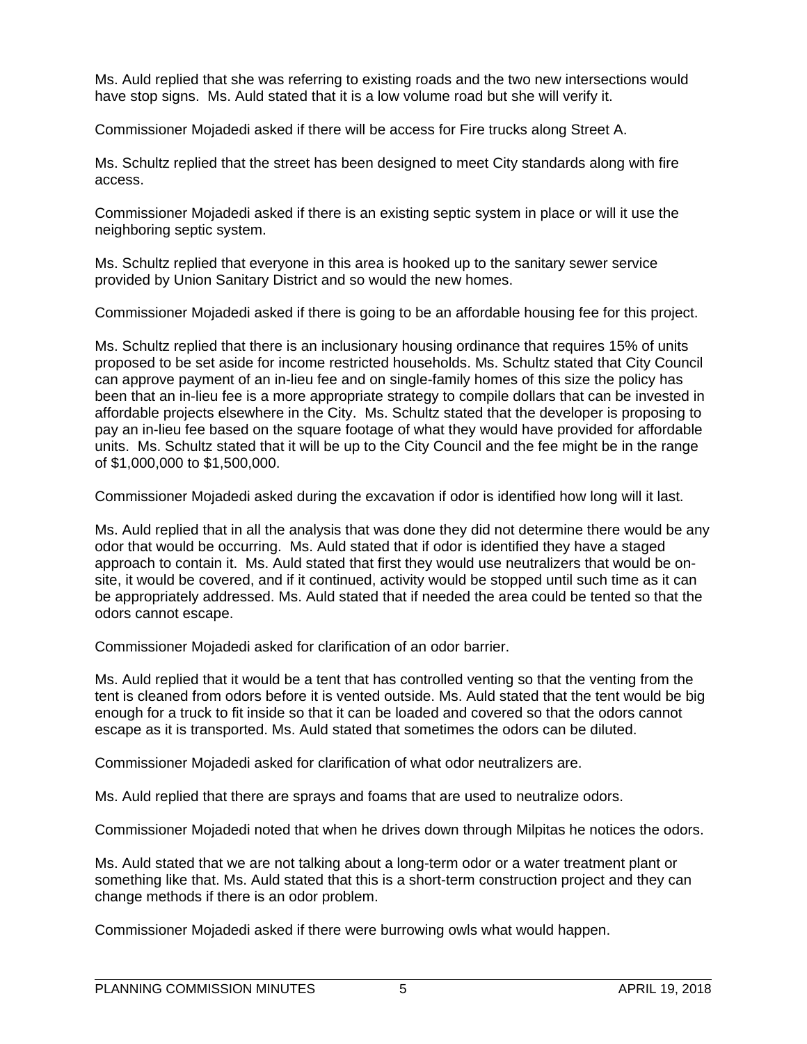Ms. Auld replied that she was referring to existing roads and the two new intersections would have stop signs. Ms. Auld stated that it is a low volume road but she will verify it.

Commissioner Mojadedi asked if there will be access for Fire trucks along Street A.

Ms. Schultz replied that the street has been designed to meet City standards along with fire access.

Commissioner Mojadedi asked if there is an existing septic system in place or will it use the neighboring septic system.

Ms. Schultz replied that everyone in this area is hooked up to the sanitary sewer service provided by Union Sanitary District and so would the new homes.

Commissioner Mojadedi asked if there is going to be an affordable housing fee for this project.

Ms. Schultz replied that there is an inclusionary housing ordinance that requires 15% of units proposed to be set aside for income restricted households. Ms. Schultz stated that City Council can approve payment of an in-lieu fee and on single-family homes of this size the policy has been that an in-lieu fee is a more appropriate strategy to compile dollars that can be invested in affordable projects elsewhere in the City. Ms. Schultz stated that the developer is proposing to pay an in-lieu fee based on the square footage of what they would have provided for affordable units. Ms. Schultz stated that it will be up to the City Council and the fee might be in the range of $1,000,000 to $1,500,000.

Commissioner Mojadedi asked during the excavation if odor is identified how long will it last.

Ms. Auld replied that in all the analysis that was done they did not determine there would be any odor that would be occurring. Ms. Auld stated that if odor is identified they have a staged approach to contain it. Ms. Auld stated that first they would use neutralizers that would be on-site, it would be covered, and if it continued, activity would be stopped until such time as it can be appropriately addressed. Ms. Auld stated that if needed the area could be tented so that the odors cannot escape.

Commissioner Mojadedi asked for clarification of an odor barrier.

Ms. Auld replied that it would be a tent that has controlled venting so that the venting from the tent is cleaned from odors before it is vented outside. Ms. Auld stated that the tent would be big enough for a truck to fit inside so that it can be loaded and covered so that the odors cannot escape as it is transported. Ms. Auld stated that sometimes the odors can be diluted.

Commissioner Mojadedi asked for clarification of what odor neutralizers are.

Ms. Auld replied that there are sprays and foams that are used to neutralize odors.

Commissioner Mojadedi noted that when he drives down through Milpitas he notices the odors.

Ms. Auld stated that we are not talking about a long-term odor or a water treatment plant or something like that. Ms. Auld stated that this is a short-term construction project and they can change methods if there is an odor problem.

Commissioner Mojadedi asked if there were burrowing owls what would happen.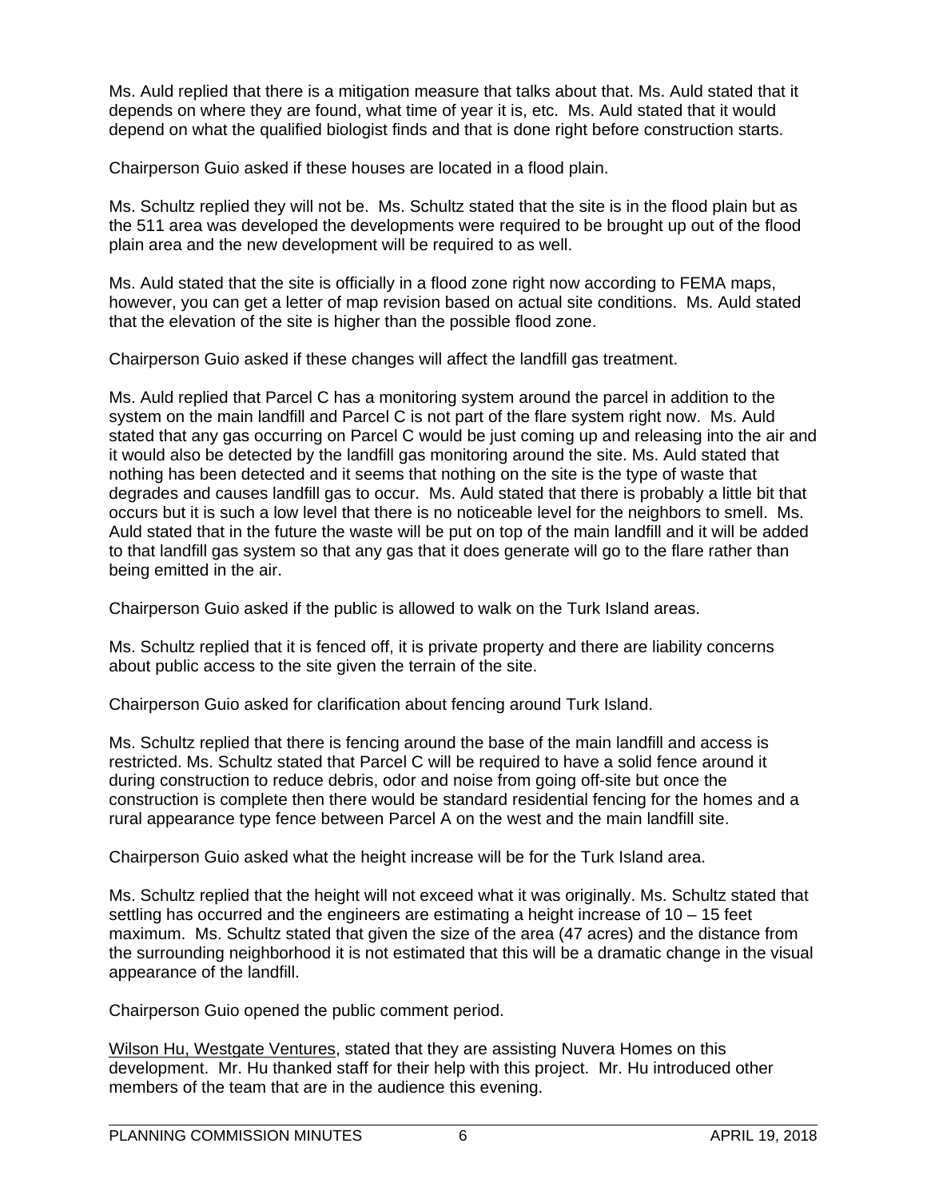Ms. Auld replied that there is a mitigation measure that talks about that. Ms. Auld stated that it depends on where they are found, what time of year it is, etc. Ms. Auld stated that it would depend on what the qualified biologist finds and that is done right before construction starts.

Chairperson Guio asked if these houses are located in a flood plain.

Ms. Schultz replied they will not be. Ms. Schultz stated that the site is in the flood plain but as the 511 area was developed the developments were required to be brought up out of the flood plain area and the new development will be required to as well.

Ms. Auld stated that the site is officially in a flood zone right now according to FEMA maps, however, you can get a letter of map revision based on actual site conditions. Ms. Auld stated that the elevation of the site is higher than the possible flood zone.

Chairperson Guio asked if these changes will affect the landfill gas treatment.

Ms. Auld replied that Parcel C has a monitoring system around the parcel in addition to the system on the main landfill and Parcel C is not part of the flare system right now. Ms. Auld stated that any gas occurring on Parcel C would be just coming up and releasing into the air and it would also be detected by the landfill gas monitoring around the site. Ms. Auld stated that nothing has been detected and it seems that nothing on the site is the type of waste that degrades and causes landfill gas to occur. Ms. Auld stated that there is probably a little bit that occurs but it is such a low level that there is no noticeable level for the neighbors to smell. Ms. Auld stated that in the future the waste will be put on top of the main landfill and it will be added to that landfill gas system so that any gas that it does generate will go to the flare rather than being emitted in the air.

Chairperson Guio asked if the public is allowed to walk on the Turk Island areas.

Ms. Schultz replied that it is fenced off, it is private property and there are liability concerns about public access to the site given the terrain of the site.

Chairperson Guio asked for clarification about fencing around Turk Island.

Ms. Schultz replied that there is fencing around the base of the main landfill and access is restricted. Ms. Schultz stated that Parcel C will be required to have a solid fence around it during construction to reduce debris, odor and noise from going off-site but once the construction is complete then there would be standard residential fencing for the homes and a rural appearance type fence between Parcel A on the west and the main landfill site.

Chairperson Guio asked what the height increase will be for the Turk Island area.

Ms. Schultz replied that the height will not exceed what it was originally. Ms. Schultz stated that settling has occurred and the engineers are estimating a height increase of 10 – 15 feet maximum. Ms. Schultz stated that given the size of the area (47 acres) and the distance from the surrounding neighborhood it is not estimated that this will be a dramatic change in the visual appearance of the landfill.

Chairperson Guio opened the public comment period.

Wilson Hu, Westgate Ventures, stated that they are assisting Nuvera Homes on this development. Mr. Hu thanked staff for their help with this project. Mr. Hu introduced other members of the team that are in the audience this evening.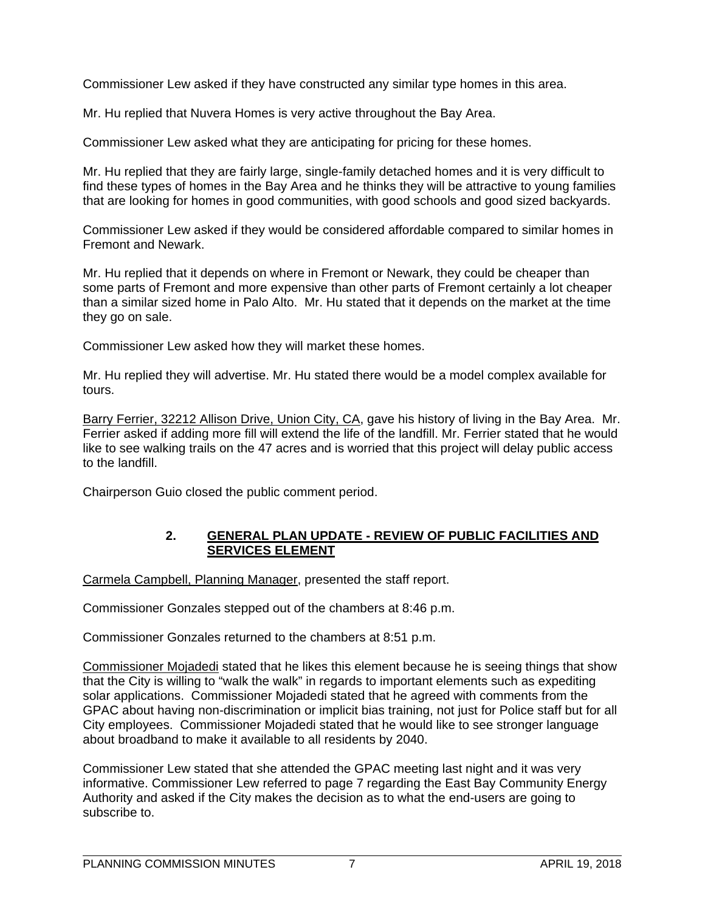Commissioner Lew asked if they have constructed any similar type homes in this area.

Mr. Hu replied that Nuvera Homes is very active throughout the Bay Area.

Commissioner Lew asked what they are anticipating for pricing for these homes.

Mr. Hu replied that they are fairly large, single-family detached homes and it is very difficult to find these types of homes in the Bay Area and he thinks they will be attractive to young families that are looking for homes in good communities, with good schools and good sized backyards.

Commissioner Lew asked if they would be considered affordable compared to similar homes in Fremont and Newark.

Mr. Hu replied that it depends on where in Fremont or Newark, they could be cheaper than some parts of Fremont and more expensive than other parts of Fremont certainly a lot cheaper than a similar sized home in Palo Alto. Mr. Hu stated that it depends on the market at the time they go on sale.

Commissioner Lew asked how they will market these homes.

Mr. Hu replied they will advertise. Mr. Hu stated there would be a model complex available for tours.

Barry Ferrier, 32212 Allison Drive, Union City, CA, gave his history of living in the Bay Area. Mr. Ferrier asked if adding more fill will extend the life of the landfill. Mr. Ferrier stated that he would like to see walking trails on the 47 acres and is worried that this project will delay public access to the landfill.

Chairperson Guio closed the public comment period.

## 2. GENERAL PLAN UPDATE - REVIEW OF PUBLIC FACILITIES AND SERVICES ELEMENT

Carmela Campbell, Planning Manager, presented the staff report.

Commissioner Gonzales stepped out of the chambers at 8:46 p.m.

Commissioner Gonzales returned to the chambers at 8:51 p.m.

Commissioner Mojadedi stated that he likes this element because he is seeing things that show that the City is willing to "walk the walk" in regards to important elements such as expediting solar applications. Commissioner Mojadedi stated that he agreed with comments from the GPAC about having non-discrimination or implicit bias training, not just for Police staff but for all City employees. Commissioner Mojadedi stated that he would like to see stronger language about broadband to make it available to all residents by 2040.

Commissioner Lew stated that she attended the GPAC meeting last night and it was very informative. Commissioner Lew referred to page 7 regarding the East Bay Community Energy Authority and asked if the City makes the decision as to what the end-users are going to subscribe to.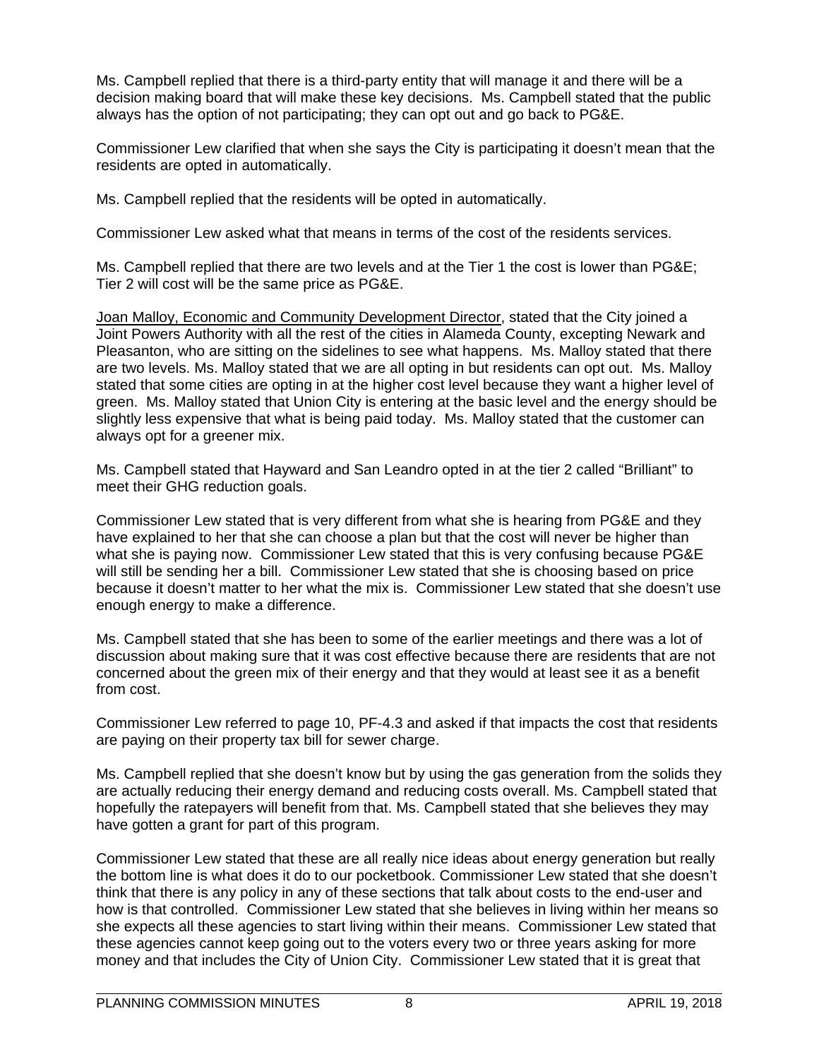Ms. Campbell replied that there is a third-party entity that will manage it and there will be a decision making board that will make these key decisions. Ms. Campbell stated that the public always has the option of not participating; they can opt out and go back to PG&E.

Commissioner Lew clarified that when she says the City is participating it doesn't mean that the residents are opted in automatically.

Ms. Campbell replied that the residents will be opted in automatically.

Commissioner Lew asked what that means in terms of the cost of the residents services.

Ms. Campbell replied that there are two levels and at the Tier 1 the cost is lower than PG&E; Tier 2 will cost will be the same price as PG&E.

Joan Malloy, Economic and Community Development Director, stated that the City joined a Joint Powers Authority with all the rest of the cities in Alameda County, excepting Newark and Pleasanton, who are sitting on the sidelines to see what happens. Ms. Malloy stated that there are two levels. Ms. Malloy stated that we are all opting in but residents can opt out. Ms. Malloy stated that some cities are opting in at the higher cost level because they want a higher level of green. Ms. Malloy stated that Union City is entering at the basic level and the energy should be slightly less expensive that what is being paid today. Ms. Malloy stated that the customer can always opt for a greener mix.

Ms. Campbell stated that Hayward and San Leandro opted in at the tier 2 called "Brilliant" to meet their GHG reduction goals.

Commissioner Lew stated that is very different from what she is hearing from PG&E and they have explained to her that she can choose a plan but that the cost will never be higher than what she is paying now. Commissioner Lew stated that this is very confusing because PG&E will still be sending her a bill. Commissioner Lew stated that she is choosing based on price because it doesn't matter to her what the mix is. Commissioner Lew stated that she doesn't use enough energy to make a difference.

Ms. Campbell stated that she has been to some of the earlier meetings and there was a lot of discussion about making sure that it was cost effective because there are residents that are not concerned about the green mix of their energy and that they would at least see it as a benefit from cost.

Commissioner Lew referred to page 10, PF-4.3 and asked if that impacts the cost that residents are paying on their property tax bill for sewer charge.

Ms. Campbell replied that she doesn't know but by using the gas generation from the solids they are actually reducing their energy demand and reducing costs overall. Ms. Campbell stated that hopefully the ratepayers will benefit from that. Ms. Campbell stated that she believes they may have gotten a grant for part of this program.

Commissioner Lew stated that these are all really nice ideas about energy generation but really the bottom line is what does it do to our pocketbook. Commissioner Lew stated that she doesn't think that there is any policy in any of these sections that talk about costs to the end-user and how is that controlled. Commissioner Lew stated that she believes in living within her means so she expects all these agencies to start living within their means. Commissioner Lew stated that these agencies cannot keep going out to the voters every two or three years asking for more money and that includes the City of Union City. Commissioner Lew stated that it is great that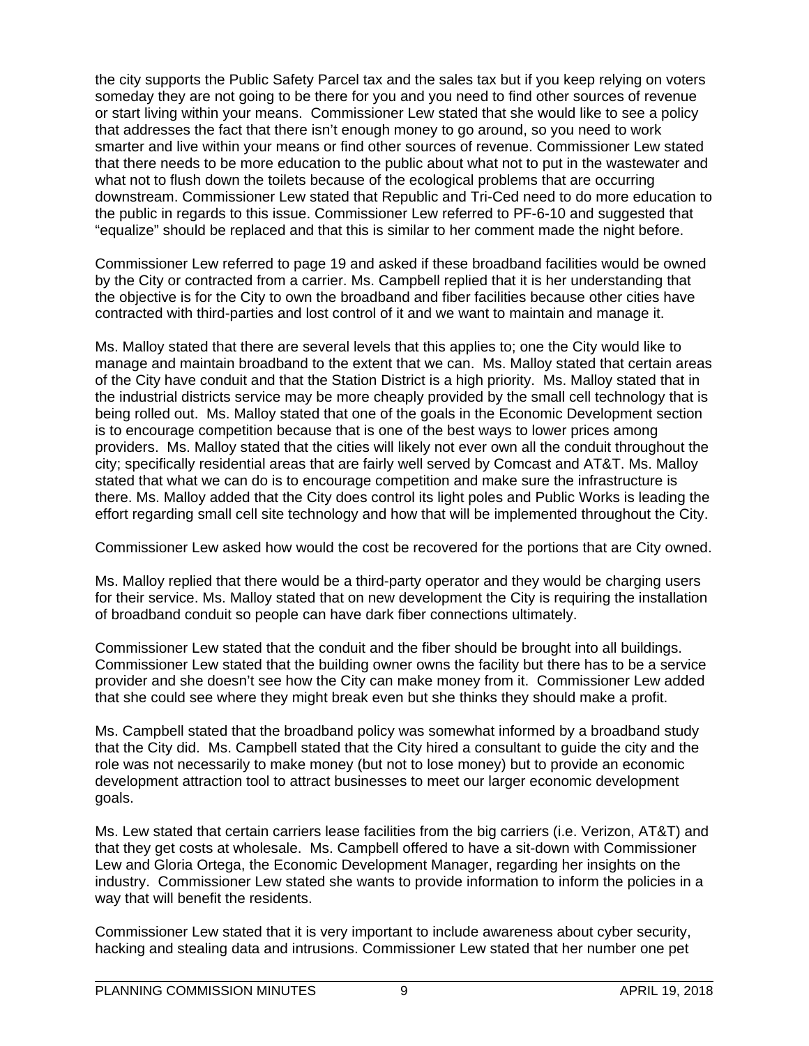the city supports the Public Safety Parcel tax and the sales tax but if you keep relying on voters someday they are not going to be there for you and you need to find other sources of revenue or start living within your means. Commissioner Lew stated that she would like to see a policy that addresses the fact that there isn't enough money to go around, so you need to work smarter and live within your means or find other sources of revenue. Commissioner Lew stated that there needs to be more education to the public about what not to put in the wastewater and what not to flush down the toilets because of the ecological problems that are occurring downstream. Commissioner Lew stated that Republic and Tri-Ced need to do more education to the public in regards to this issue. Commissioner Lew referred to PF-6-10 and suggested that "equalize" should be replaced and that this is similar to her comment made the night before.

Commissioner Lew referred to page 19 and asked if these broadband facilities would be owned by the City or contracted from a carrier. Ms. Campbell replied that it is her understanding that the objective is for the City to own the broadband and fiber facilities because other cities have contracted with third-parties and lost control of it and we want to maintain and manage it.

Ms. Malloy stated that there are several levels that this applies to; one the City would like to manage and maintain broadband to the extent that we can. Ms. Malloy stated that certain areas of the City have conduit and that the Station District is a high priority. Ms. Malloy stated that in the industrial districts service may be more cheaply provided by the small cell technology that is being rolled out. Ms. Malloy stated that one of the goals in the Economic Development section is to encourage competition because that is one of the best ways to lower prices among providers. Ms. Malloy stated that the cities will likely not ever own all the conduit throughout the city; specifically residential areas that are fairly well served by Comcast and AT&T. Ms. Malloy stated that what we can do is to encourage competition and make sure the infrastructure is there. Ms. Malloy added that the City does control its light poles and Public Works is leading the effort regarding small cell site technology and how that will be implemented throughout the City.

Commissioner Lew asked how would the cost be recovered for the portions that are City owned.

Ms. Malloy replied that there would be a third-party operator and they would be charging users for their service. Ms. Malloy stated that on new development the City is requiring the installation of broadband conduit so people can have dark fiber connections ultimately.

Commissioner Lew stated that the conduit and the fiber should be brought into all buildings. Commissioner Lew stated that the building owner owns the facility but there has to be a service provider and she doesn't see how the City can make money from it. Commissioner Lew added that she could see where they might break even but she thinks they should make a profit.

Ms. Campbell stated that the broadband policy was somewhat informed by a broadband study that the City did. Ms. Campbell stated that the City hired a consultant to guide the city and the role was not necessarily to make money (but not to lose money) but to provide an economic development attraction tool to attract businesses to meet our larger economic development goals.

Ms. Lew stated that certain carriers lease facilities from the big carriers (i.e. Verizon, AT&T) and that they get costs at wholesale. Ms. Campbell offered to have a sit-down with Commissioner Lew and Gloria Ortega, the Economic Development Manager, regarding her insights on the industry. Commissioner Lew stated she wants to provide information to inform the policies in a way that will benefit the residents.

Commissioner Lew stated that it is very important to include awareness about cyber security, hacking and stealing data and intrusions. Commissioner Lew stated that her number one pet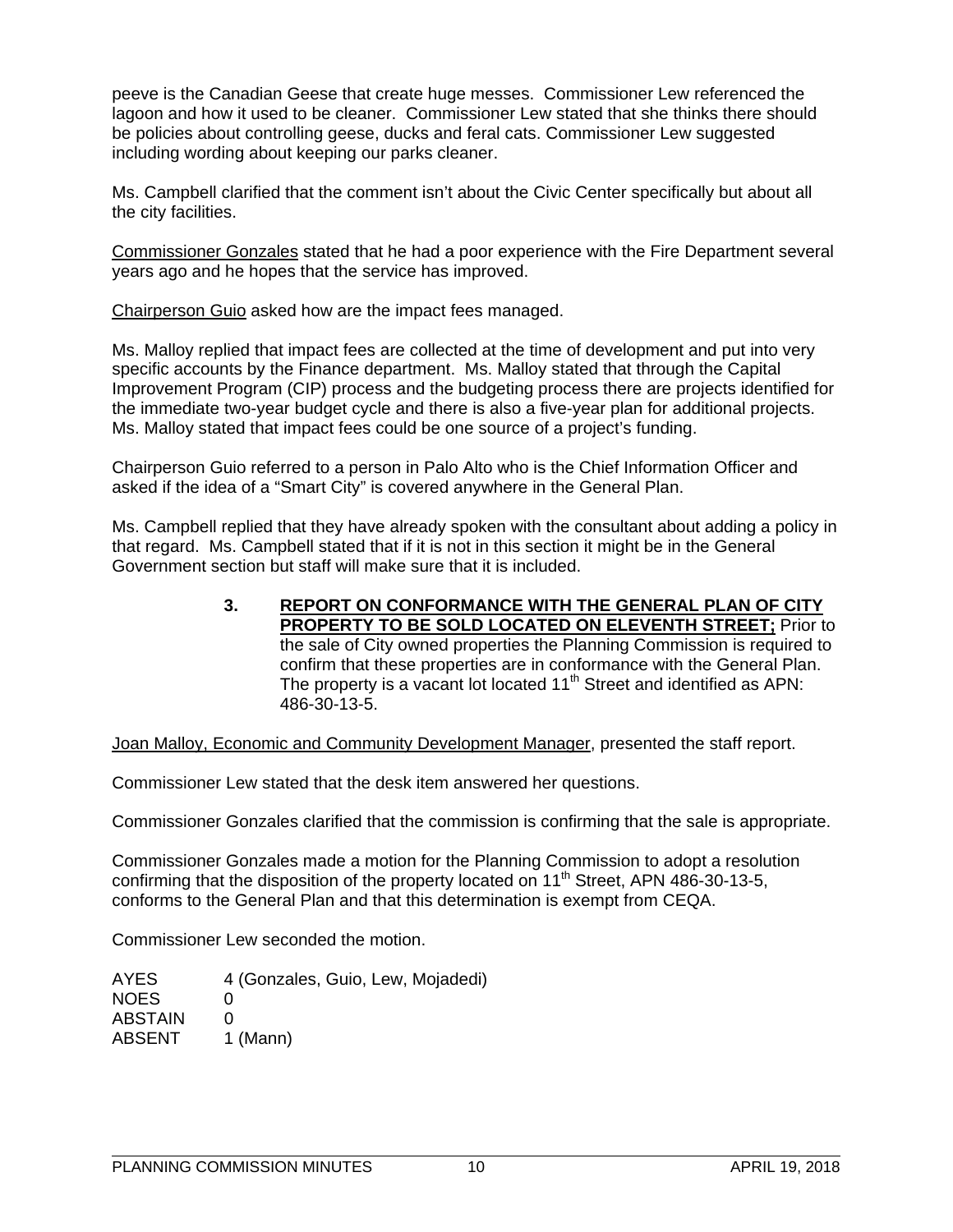peeve is the Canadian Geese that create huge messes. Commissioner Lew referenced the lagoon and how it used to be cleaner. Commissioner Lew stated that she thinks there should be policies about controlling geese, ducks and feral cats. Commissioner Lew suggested including wording about keeping our parks cleaner.

Ms. Campbell clarified that the comment isn't about the Civic Center specifically but about all the city facilities.

Commissioner Gonzales stated that he had a poor experience with the Fire Department several years ago and he hopes that the service has improved.

Chairperson Guio asked how are the impact fees managed.

Ms. Malloy replied that impact fees are collected at the time of development and put into very specific accounts by the Finance department. Ms. Malloy stated that through the Capital Improvement Program (CIP) process and the budgeting process there are projects identified for the immediate two-year budget cycle and there is also a five-year plan for additional projects. Ms. Malloy stated that impact fees could be one source of a project's funding.

Chairperson Guio referred to a person in Palo Alto who is the Chief Information Officer and asked if the idea of a "Smart City" is covered anywhere in the General Plan.

Ms. Campbell replied that they have already spoken with the consultant about adding a policy in that regard. Ms. Campbell stated that if it is not in this section it might be in the General Government section but staff will make sure that it is included.

**3. REPORT ON CONFORMANCE WITH THE GENERAL PLAN OF CITY PROPERTY TO BE SOLD LOCATED ON ELEVENTH STREET;** Prior to the sale of City owned properties the Planning Commission is required to confirm that these properties are in conformance with the General Plan. The property is a vacant lot located 11th Street and identified as APN: 486-30-13-5.

Joan Malloy, Economic and Community Development Manager, presented the staff report.

Commissioner Lew stated that the desk item answered her questions.

Commissioner Gonzales clarified that the commission is confirming that the sale is appropriate.

Commissioner Gonzales made a motion for the Planning Commission to adopt a resolution confirming that the disposition of the property located on 11th Street, APN 486-30-13-5, conforms to the General Plan and that this determination is exempt from CEQA.

Commissioner Lew seconded the motion.

AYES 4 (Gonzales, Guio, Lew, Mojadedi)
NOES 0
ABSTAIN 0
ABSENT 1 (Mann)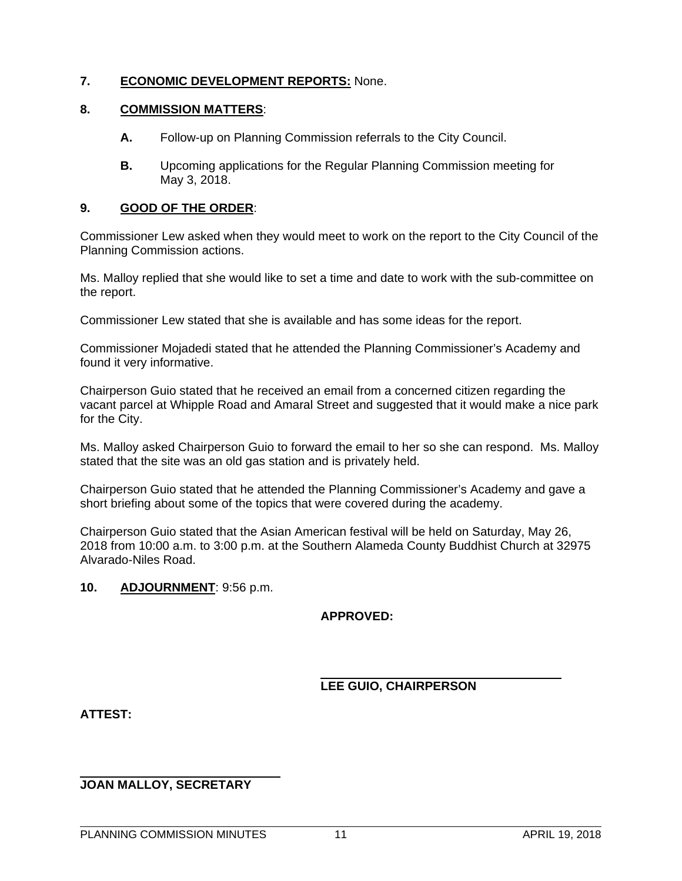**7. <u>ECONOMIC DEVELOPMENT REPORTS:</u>** None.

**8. <u>COMMISSION MATTERS</u>**:

- **A.** Follow-up on Planning Commission referrals to the City Council.
- **B.** Upcoming applications for the Regular Planning Commission meeting for May 3, 2018.

**9. <u>GOOD OF THE ORDER</u>**:

Commissioner Lew asked when they would meet to work on the report to the City Council of the Planning Commission actions.

Ms. Malloy replied that she would like to set a time and date to work with the sub-committee on the report.

Commissioner Lew stated that she is available and has some ideas for the report.

Commissioner Mojadedi stated that he attended the Planning Commissioner's Academy and found it very informative.

Chairperson Guio stated that he received an email from a concerned citizen regarding the vacant parcel at Whipple Road and Amaral Street and suggested that it would make a nice park for the City.

Ms. Malloy asked Chairperson Guio to forward the email to her so she can respond. Ms. Malloy stated that the site was an old gas station and is privately held.

Chairperson Guio stated that he attended the Planning Commissioner's Academy and gave a short briefing about some of the topics that were covered during the academy.

Chairperson Guio stated that the Asian American festival will be held on Saturday, May 26, 2018 from 10:00 a.m. to 3:00 p.m. at the Southern Alameda County Buddhist Church at 32975 Alvarado-Niles Road.

**10. <u>ADJOURNMENT</u>**: 9:56 p.m.

**APPROVED:**

______________________________

**LEE GUIO, CHAIRPERSON**

**ATTEST:**

______________________________

**JOAN MALLOY, SECRETARY**